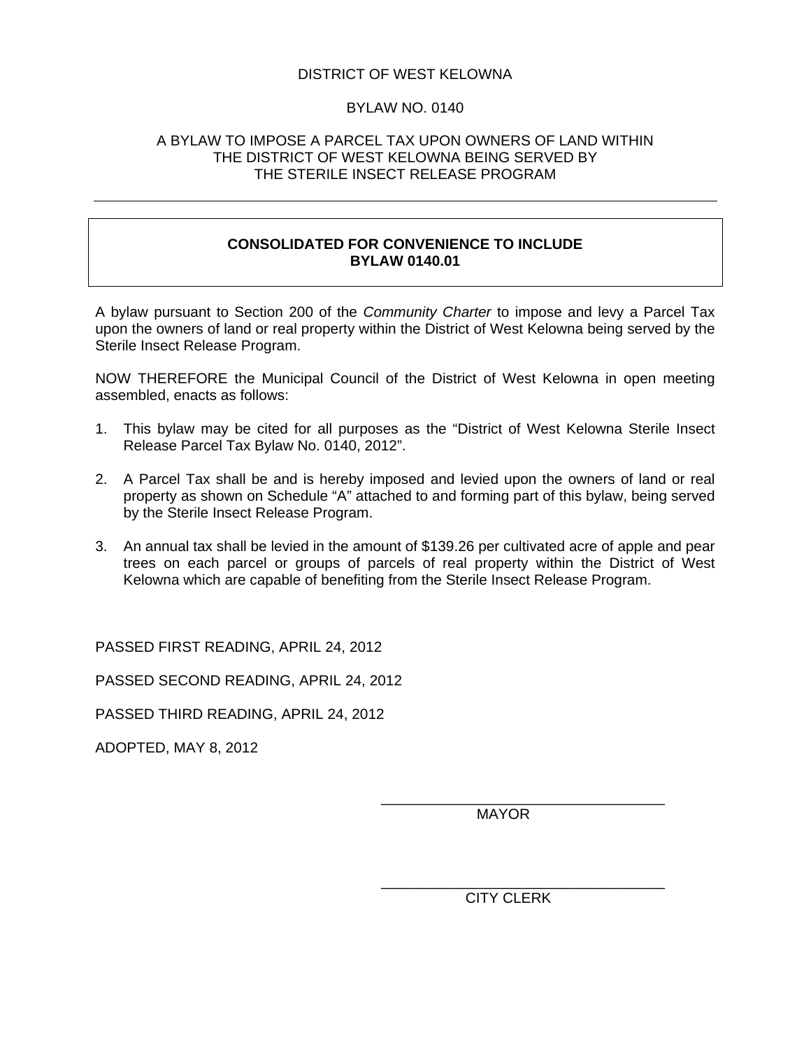# DISTRICT OF WEST KELOWNA

## BYLAW NO. 0140

### A BYLAW TO IMPOSE A PARCEL TAX UPON OWNERS OF LAND WITHIN THE DISTRICT OF WEST KELOWNA BEING SERVED BY THE STERILE INSECT RELEASE PROGRAM

---

**CONSOLIDATED FOR CONVENIENCE TO INCLUDE BYLAW 0140.01**

A bylaw pursuant to Section 200 of the *Community Charter* to impose and levy a Parcel Tax upon the owners of land or real property within the District of West Kelowna being served by the Sterile Insect Release Program.

NOW THEREFORE the Municipal Council of the District of West Kelowna in open meeting assembled, enacts as follows:

1. This bylaw may be cited for all purposes as the "District of West Kelowna Sterile Insect Release Parcel Tax Bylaw No. 0140, 2012".
2. A Parcel Tax shall be and is hereby imposed and levied upon the owners of land or real property as shown on Schedule "A" attached to and forming part of this bylaw, being served by the Sterile Insect Release Program.
3. An annual tax shall be levied in the amount of $139.26 per cultivated acre of apple and pear trees on each parcel or groups of parcels of real property within the District of West Kelowna which are capable of benefiting from the Sterile Insect Release Program.

PASSED FIRST READING, APRIL 24, 2012

PASSED SECOND READING, APRIL 24, 2012

PASSED THIRD READING, APRIL 24, 2012

ADOPTED, MAY 8, 2012

\_\_\_\_\_\_\_\_\_\_\_\_\_\_\_\_\_\_\_\_\_\_\_\_\_\_\_\_\_\_\_\_\_\_

MAYOR

\_\_\_\_\_\_\_\_\_\_\_\_\_\_\_\_\_\_\_\_\_\_\_\_\_\_\_\_\_\_\_\_\_\_

CITY CLERK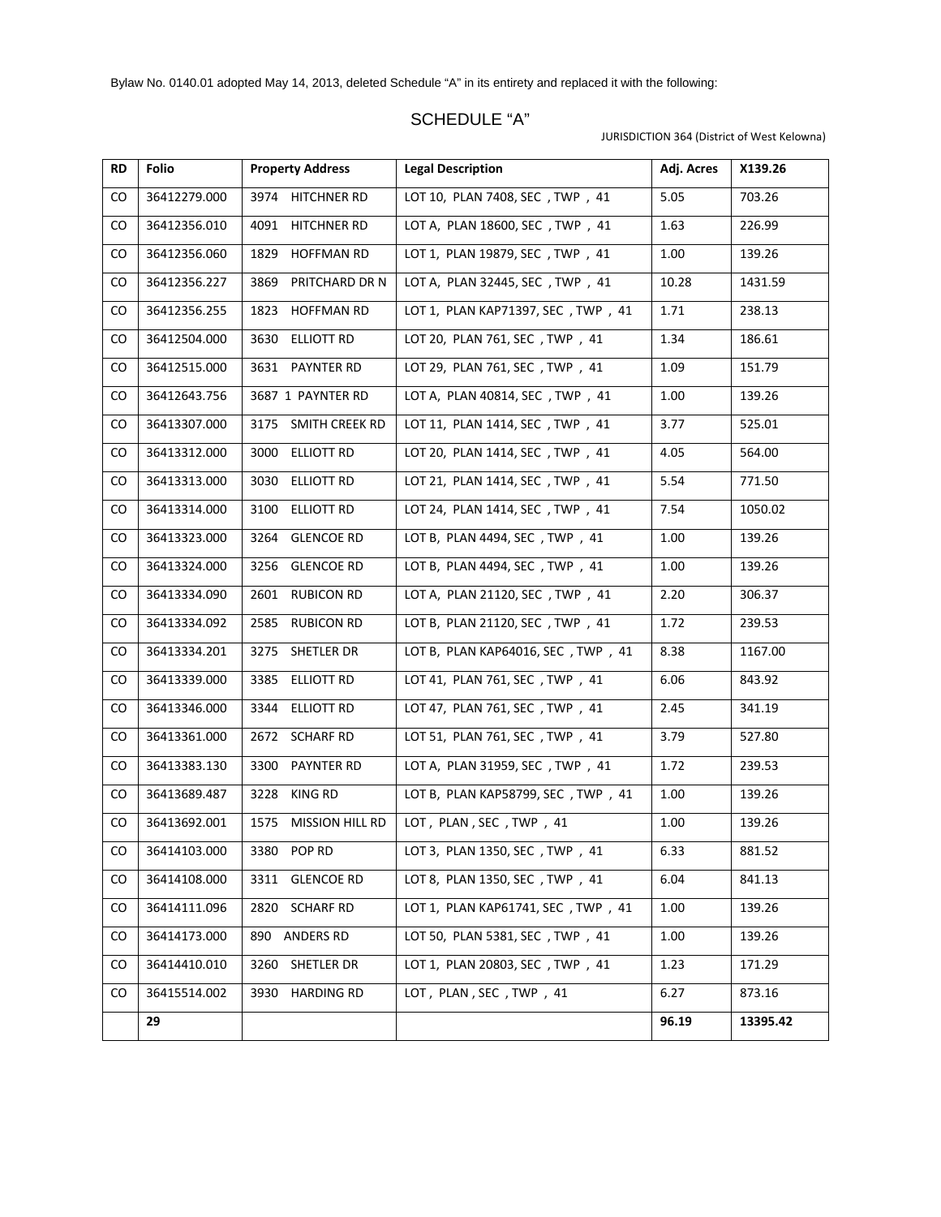Bylaw No. 0140.01 adopted May 14, 2013, deleted Schedule "A" in its entirety and replaced it with the following:

## SCHEDULE "A"

JURISDICTION 364 (District of West Kelowna)

| RD | Folio | Property Address | Legal Description | Adj. Acres | X139.26 |
|---|---|---|---|---|---|
| CO | 36412279.000 | 3974 HITCHNER RD | LOT 10, PLAN 7408, SEC , TWP , 41 | 5.05 | 703.26 |
| CO | 36412356.010 | 4091 HITCHNER RD | LOT A, PLAN 18600, SEC , TWP , 41 | 1.63 | 226.99 |
| CO | 36412356.060 | 1829 HOFFMAN RD | LOT 1, PLAN 19879, SEC , TWP , 41 | 1.00 | 139.26 |
| CO | 36412356.227 | 3869 PRITCHARD DR N | LOT A, PLAN 32445, SEC , TWP , 41 | 10.28 | 1431.59 |
| CO | 36412356.255 | 1823 HOFFMAN RD | LOT 1, PLAN KAP71397, SEC , TWP , 41 | 1.71 | 238.13 |
| CO | 36412504.000 | 3630 ELLIOTT RD | LOT 20, PLAN 761, SEC , TWP , 41 | 1.34 | 186.61 |
| CO | 36412515.000 | 3631 PAYNTER RD | LOT 29, PLAN 761, SEC , TWP , 41 | 1.09 | 151.79 |
| CO | 36412643.756 | 3687 1 PAYNTER RD | LOT A, PLAN 40814, SEC , TWP , 41 | 1.00 | 139.26 |
| CO | 36413307.000 | 3175 SMITH CREEK RD | LOT 11, PLAN 1414, SEC , TWP , 41 | 3.77 | 525.01 |
| CO | 36413312.000 | 3000 ELLIOTT RD | LOT 20, PLAN 1414, SEC , TWP , 41 | 4.05 | 564.00 |
| CO | 36413313.000 | 3030 ELLIOTT RD | LOT 21, PLAN 1414, SEC , TWP , 41 | 5.54 | 771.50 |
| CO | 36413314.000 | 3100 ELLIOTT RD | LOT 24, PLAN 1414, SEC , TWP , 41 | 7.54 | 1050.02 |
| CO | 36413323.000 | 3264 GLENCOE RD | LOT B, PLAN 4494, SEC , TWP , 41 | 1.00 | 139.26 |
| CO | 36413324.000 | 3256 GLENCOE RD | LOT B, PLAN 4494, SEC , TWP , 41 | 1.00 | 139.26 |
| CO | 36413334.090 | 2601 RUBICON RD | LOT A, PLAN 21120, SEC , TWP , 41 | 2.20 | 306.37 |
| CO | 36413334.092 | 2585 RUBICON RD | LOT B, PLAN 21120, SEC , TWP , 41 | 1.72 | 239.53 |
| CO | 36413334.201 | 3275 SHETLER DR | LOT B, PLAN KAP64016, SEC , TWP , 41 | 8.38 | 1167.00 |
| CO | 36413339.000 | 3385 ELLIOTT RD | LOT 41, PLAN 761, SEC , TWP , 41 | 6.06 | 843.92 |
| CO | 36413346.000 | 3344 ELLIOTT RD | LOT 47, PLAN 761, SEC , TWP , 41 | 2.45 | 341.19 |
| CO | 36413361.000 | 2672 SCHARF RD | LOT 51, PLAN 761, SEC , TWP , 41 | 3.79 | 527.80 |
| CO | 36413383.130 | 3300 PAYNTER RD | LOT A, PLAN 31959, SEC , TWP , 41 | 1.72 | 239.53 |
| CO | 36413689.487 | 3228 KING RD | LOT B, PLAN KAP58799, SEC , TWP , 41 | 1.00 | 139.26 |
| CO | 36413692.001 | 1575 MISSION HILL RD | LOT , PLAN , SEC , TWP , 41 | 1.00 | 139.26 |
| CO | 36414103.000 | 3380 POP RD | LOT 3, PLAN 1350, SEC , TWP , 41 | 6.33 | 881.52 |
| CO | 36414108.000 | 3311 GLENCOE RD | LOT 8, PLAN 1350, SEC , TWP , 41 | 6.04 | 841.13 |
| CO | 36414111.096 | 2820 SCHARF RD | LOT 1, PLAN KAP61741, SEC , TWP , 41 | 1.00 | 139.26 |
| CO | 36414173.000 | 890 ANDERS RD | LOT 50, PLAN 5381, SEC , TWP , 41 | 1.00 | 139.26 |
| CO | 36414410.010 | 3260 SHETLER DR | LOT 1, PLAN 20803, SEC , TWP , 41 | 1.23 | 171.29 |
| CO | 36415514.002 | 3930 HARDING RD | LOT , PLAN , SEC , TWP , 41 | 6.27 | 873.16 |
| | **29** | | | **96.19** | **13395.42** |